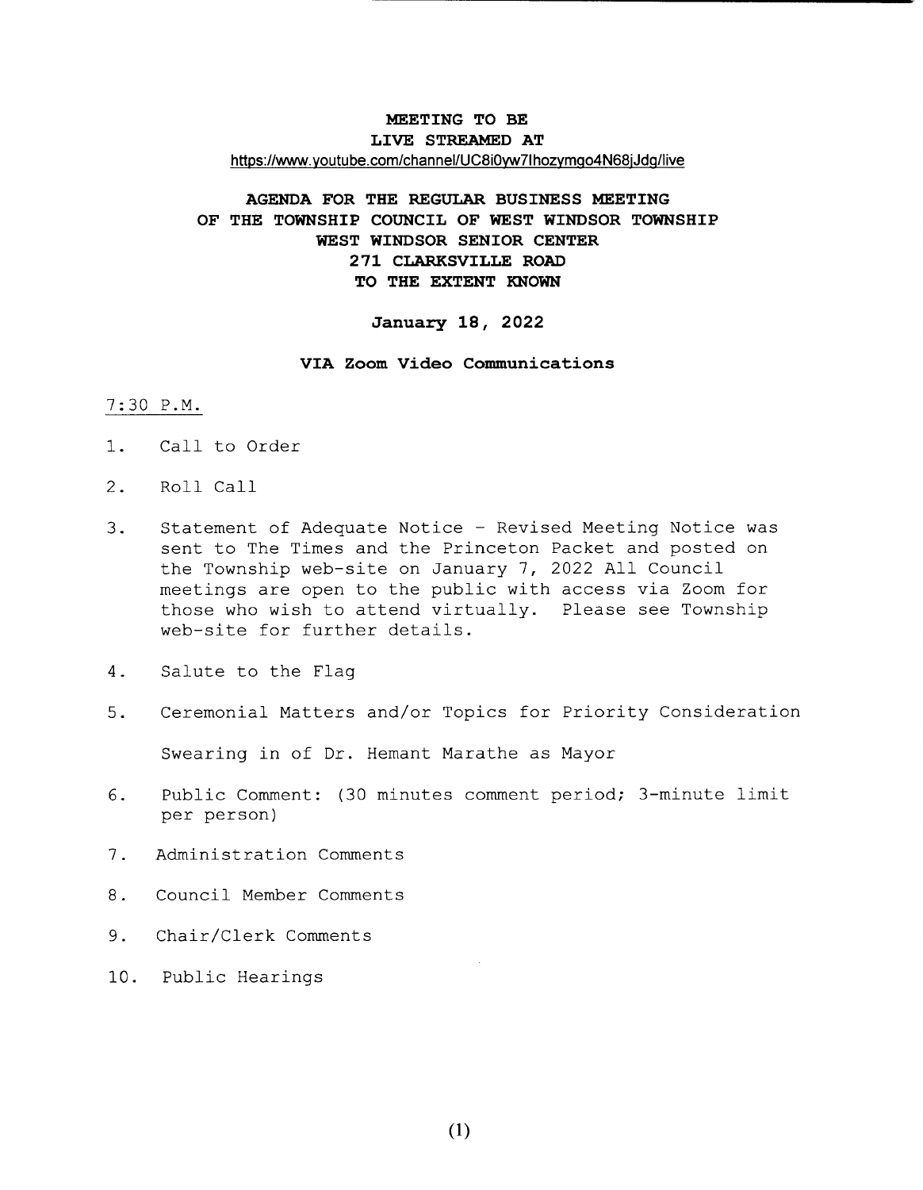**MEETING TO BE**
**LIVE STREAMED AT**
https://www.youtube.com/channel/UC8i0yw7Ihozymgo4N68jJdg/live

# AGENDA FOR THE REGULAR BUSINESS MEETING OF THE TOWNSHIP COUNCIL OF WEST WINDSOR TOWNSHIP WEST WINDSOR SENIOR CENTER 271 CLARKSVILLE ROAD TO THE EXTENT KNOWN

**January 18, 2022**

**VIA Zoom Video Communications**

7:30 P.M.

1. Call to Order

2. Roll Call

3. Statement of Adequate Notice - Revised Meeting Notice was sent to The Times and the Princeton Packet and posted on the Township web-site on January 7, 2022 All Council meetings are open to the public with access via Zoom for those who wish to attend virtually. Please see Township web-site for further details.

4. Salute to the Flag

5. Ceremonial Matters and/or Topics for Priority Consideration

   Swearing in of Dr. Hemant Marathe as Mayor

6. Public Comment: (30 minutes comment period; 3-minute limit per person)

7. Administration Comments

8. Council Member Comments

9. Chair/Clerk Comments

10. Public Hearings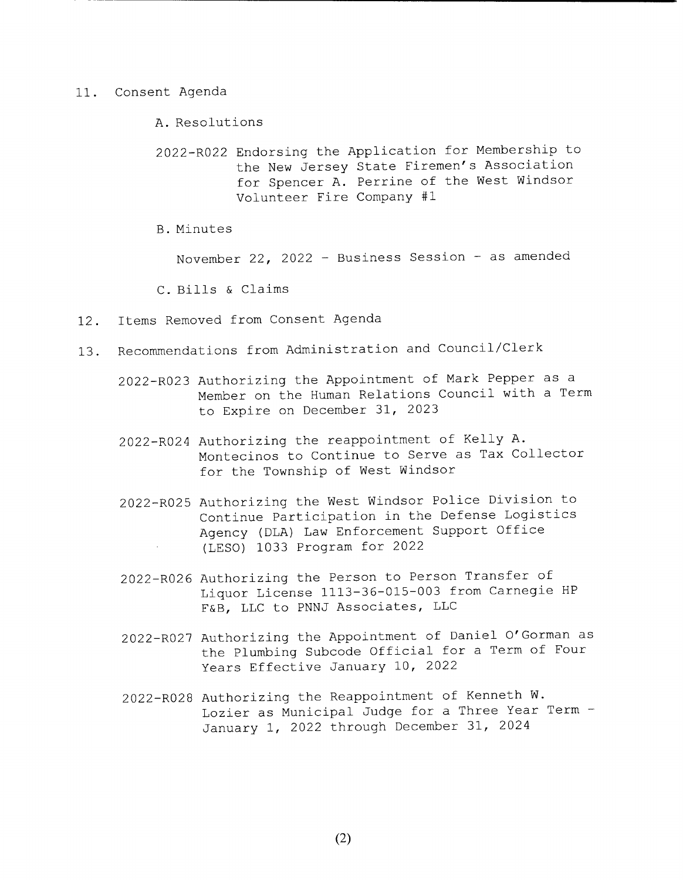11. Consent Agenda

    A. Resolutions

    2022-R022 Endorsing the Application for Membership to the New Jersey State Firemen's Association for Spencer A. Perrine of the West Windsor Volunteer Fire Company #1

    B. Minutes

    November 22, 2022 - Business Session - as amended

    C. Bills & Claims

12. Items Removed from Consent Agenda

13. Recommendations from Administration and Council/Clerk

    2022-R023 Authorizing the Appointment of Mark Pepper as a Member on the Human Relations Council with a Term to Expire on December 31, 2023

    2022-R024 Authorizing the reappointment of Kelly A. Montecinos to Continue to Serve as Tax Collector for the Township of West Windsor

    2022-R025 Authorizing the West Windsor Police Division to Continue Participation in the Defense Logistics Agency (DLA) Law Enforcement Support Office (LESO) 1033 Program for 2022

    2022-R026 Authorizing the Person to Person Transfer of Liquor License 1113-36-015-003 from Carnegie HP F&B, LLC to PNNJ Associates, LLC

    2022-R027 Authorizing the Appointment of Daniel O'Gorman as the Plumbing Subcode Official for a Term of Four Years Effective January 10, 2022

    2022-R028 Authorizing the Reappointment of Kenneth W. Lozier as Municipal Judge for a Three Year Term - January 1, 2022 through December 31, 2024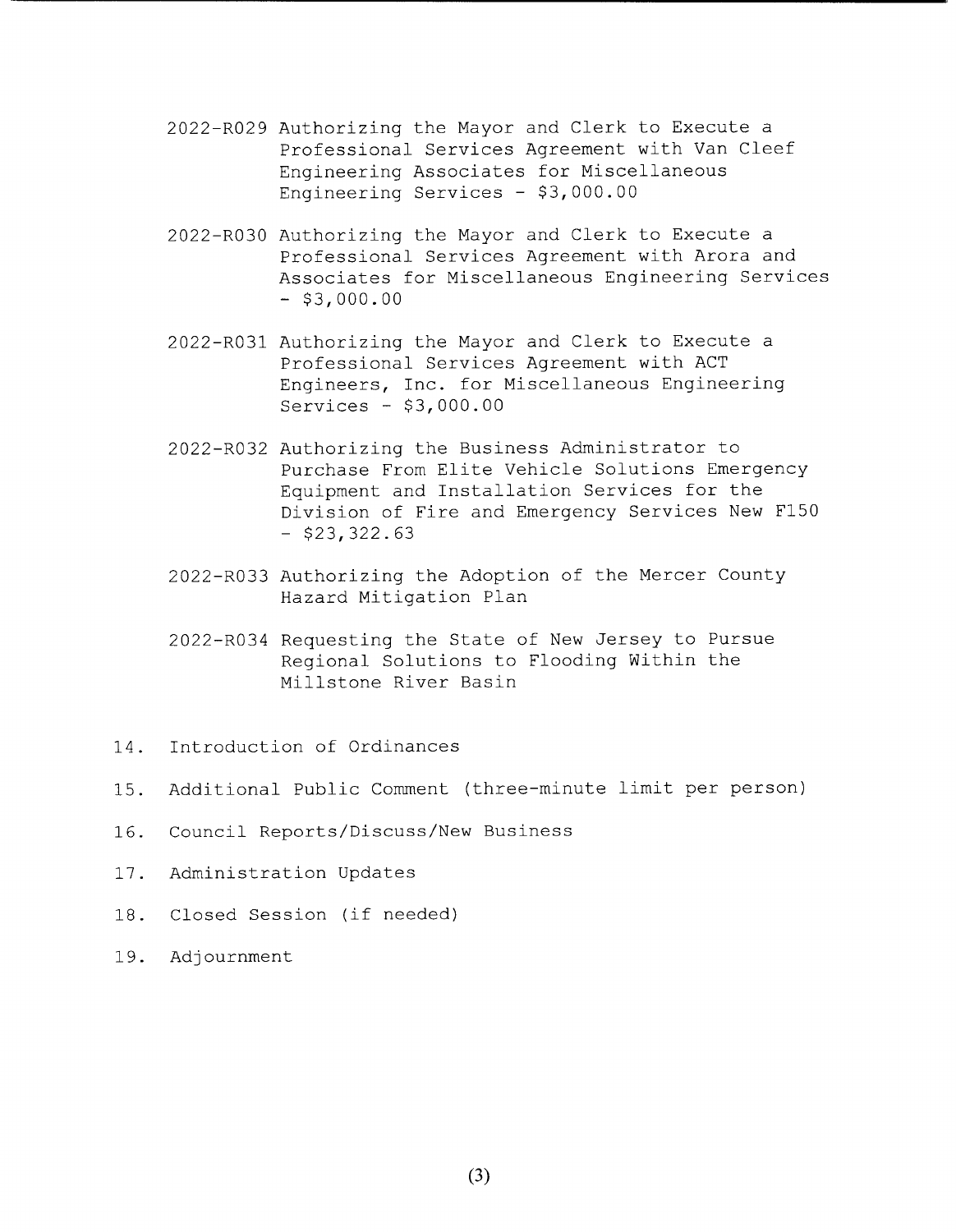2022-R029 Authorizing the Mayor and Clerk to Execute a Professional Services Agreement with Van Cleef Engineering Associates for Miscellaneous Engineering Services - $3,000.00

2022-R030 Authorizing the Mayor and Clerk to Execute a Professional Services Agreement with Arora and Associates for Miscellaneous Engineering Services - $3,000.00

2022-R031 Authorizing the Mayor and Clerk to Execute a Professional Services Agreement with ACT Engineers, Inc. for Miscellaneous Engineering Services - $3,000.00

2022-R032 Authorizing the Business Administrator to Purchase From Elite Vehicle Solutions Emergency Equipment and Installation Services for the Division of Fire and Emergency Services New F150 - $23,322.63

2022-R033 Authorizing the Adoption of the Mercer County Hazard Mitigation Plan

2022-R034 Requesting the State of New Jersey to Pursue Regional Solutions to Flooding Within the Millstone River Basin

14. Introduction of Ordinances

15. Additional Public Comment (three-minute limit per person)

16. Council Reports/Discuss/New Business

17. Administration Updates

18. Closed Session (if needed)

19. Adjournment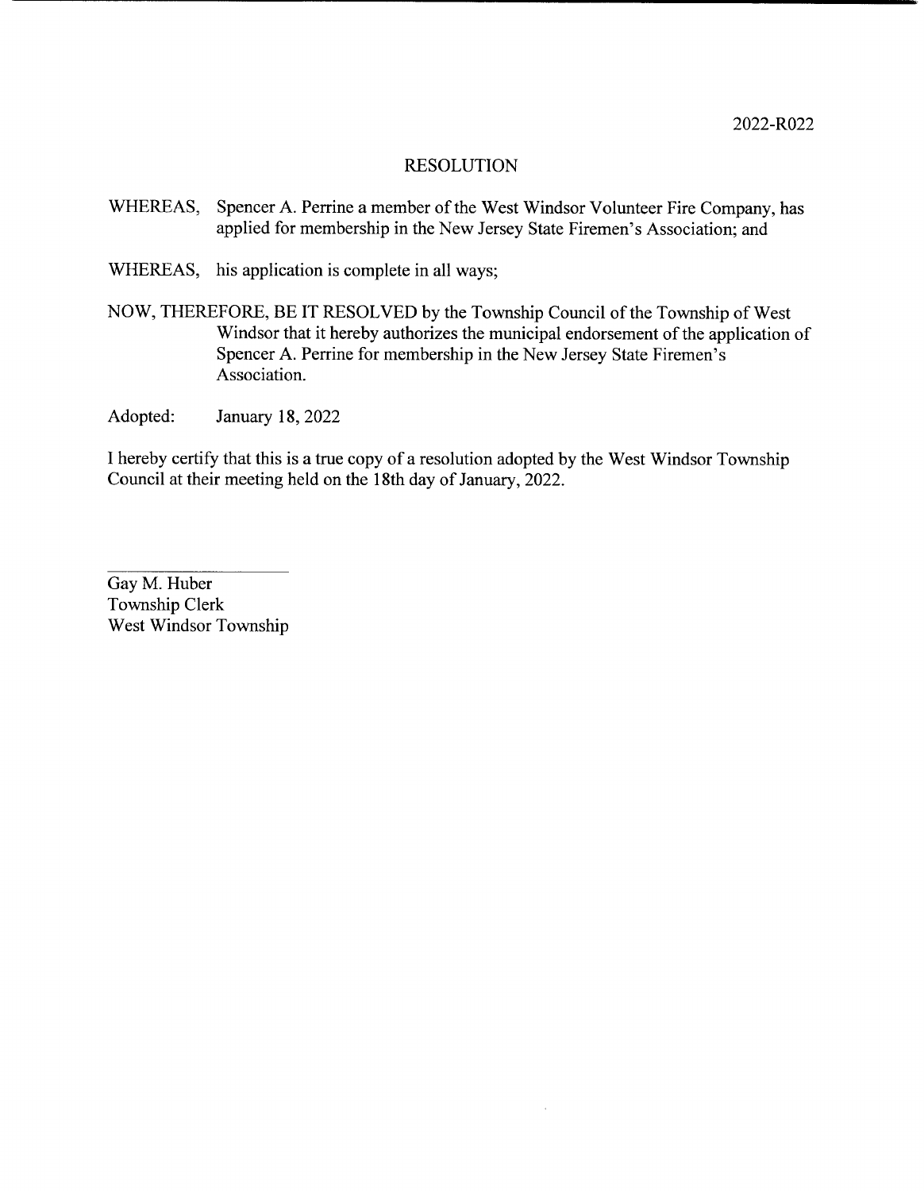2022-R022

# RESOLUTION

WHEREAS, Spencer A. Perrine a member of the West Windsor Volunteer Fire Company, has applied for membership in the New Jersey State Firemen's Association; and

WHEREAS, his application is complete in all ways;

NOW, THEREFORE, BE IT RESOLVED by the Township Council of the Township of West Windsor that it hereby authorizes the municipal endorsement of the application of Spencer A. Perrine for membership in the New Jersey State Firemen's Association.

Adopted: January 18, 2022

I hereby certify that this is a true copy of a resolution adopted by the West Windsor Township Council at their meeting held on the 18th day of January, 2022.

Gay M. Huber
Township Clerk
West Windsor Township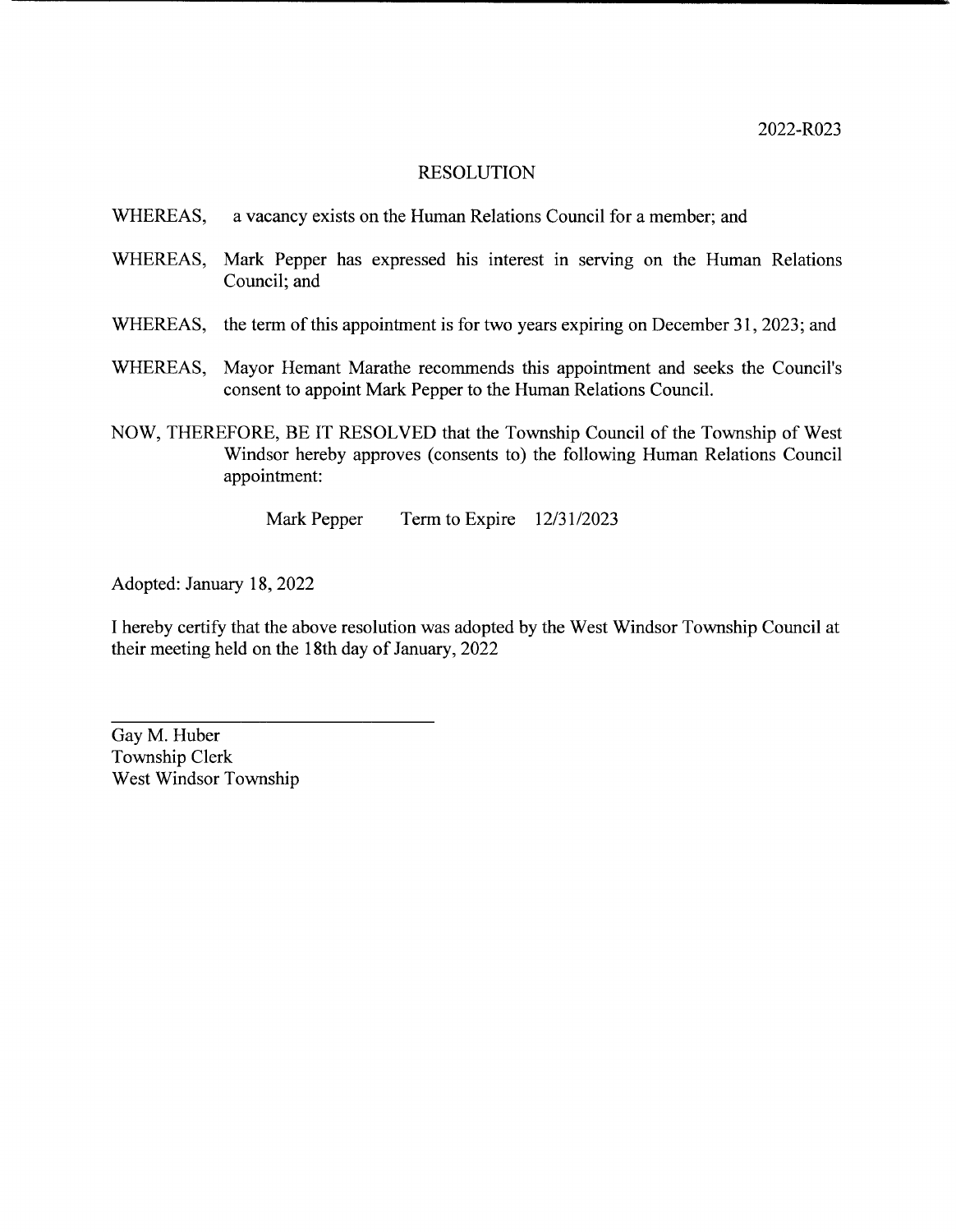2022-R023

# RESOLUTION

WHEREAS, a vacancy exists on the Human Relations Council for a member; and

WHEREAS, Mark Pepper has expressed his interest in serving on the Human Relations Council; and

WHEREAS, the term of this appointment is for two years expiring on December 31, 2023; and

WHEREAS, Mayor Hemant Marathe recommends this appointment and seeks the Council's consent to appoint Mark Pepper to the Human Relations Council.

NOW, THEREFORE, BE IT RESOLVED that the Township Council of the Township of West Windsor hereby approves (consents to) the following Human Relations Council appointment:

Mark Pepper Term to Expire 12/31/2023

Adopted: January 18, 2022

I hereby certify that the above resolution was adopted by the West Windsor Township Council at their meeting held on the 18th day of January, 2022

\_\_\_\_\_\_\_\_\_\_\_\_\_\_\_\_\_\_\_\_\_\_\_\_\_\_\_\_\_\_\_\_

Gay M. Huber
Township Clerk
West Windsor Township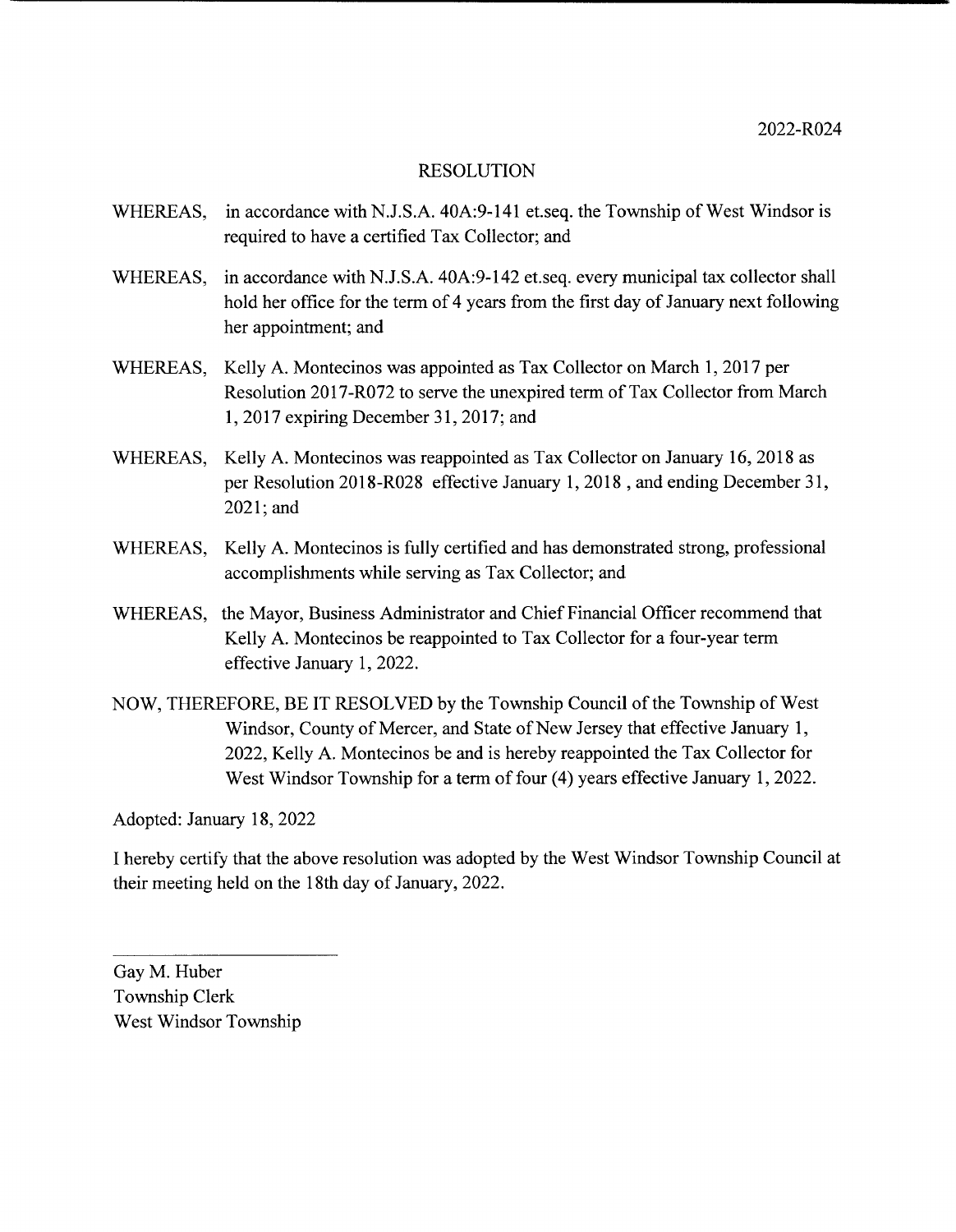2022-R024

# RESOLUTION

WHEREAS, in accordance with N.J.S.A. 40A:9-141 et.seq. the Township of West Windsor is required to have a certified Tax Collector; and

WHEREAS, in accordance with N.J.S.A. 40A:9-142 et.seq. every municipal tax collector shall hold her office for the term of 4 years from the first day of January next following her appointment; and

WHEREAS, Kelly A. Montecinos was appointed as Tax Collector on March 1, 2017 per Resolution 2017-R072 to serve the unexpired term of Tax Collector from March 1, 2017 expiring December 31, 2017; and

WHEREAS, Kelly A. Montecinos was reappointed as Tax Collector on January 16, 2018 as per Resolution 2018-R028 effective January 1, 2018 , and ending December 31, 2021; and

WHEREAS, Kelly A. Montecinos is fully certified and has demonstrated strong, professional accomplishments while serving as Tax Collector; and

WHEREAS, the Mayor, Business Administrator and Chief Financial Officer recommend that Kelly A. Montecinos be reappointed to Tax Collector for a four-year term effective January 1, 2022.

NOW, THEREFORE, BE IT RESOLVED by the Township Council of the Township of West Windsor, County of Mercer, and State of New Jersey that effective January 1, 2022, Kelly A. Montecinos be and is hereby reappointed the Tax Collector for West Windsor Township for a term of four (4) years effective January 1, 2022.

Adopted: January 18, 2022

I hereby certify that the above resolution was adopted by the West Windsor Township Council at their meeting held on the 18th day of January, 2022.

Gay M. Huber
Township Clerk
West Windsor Township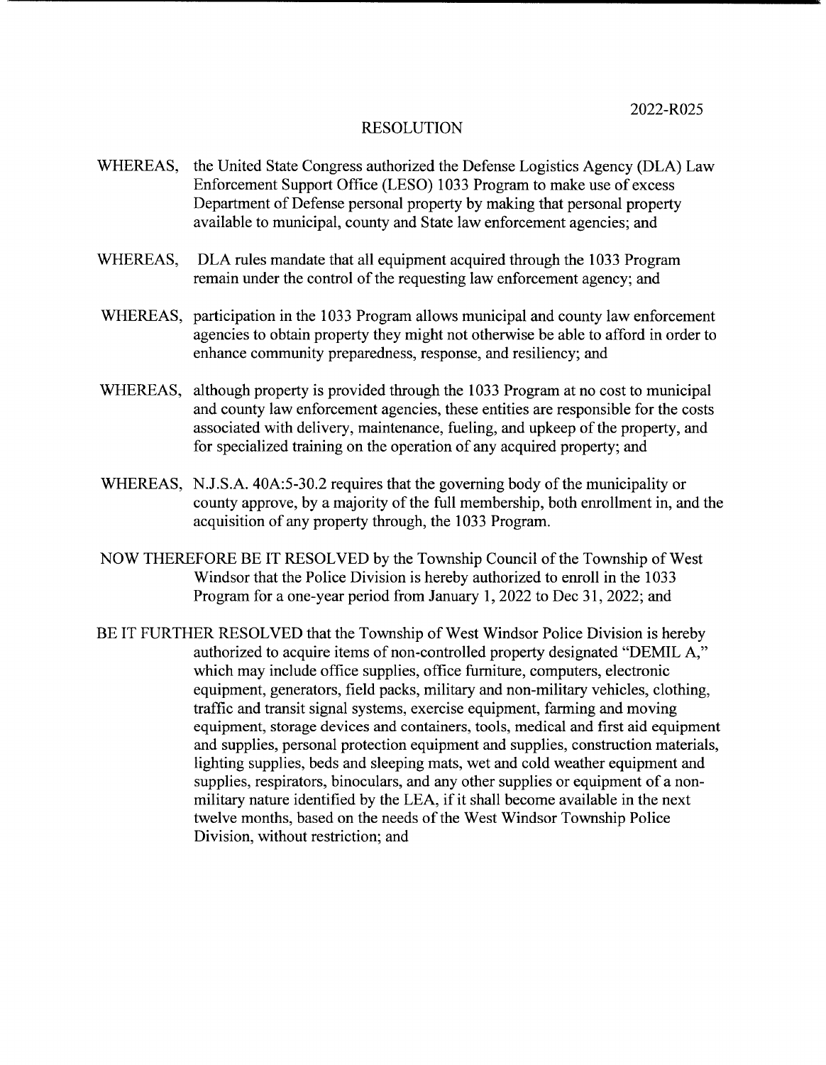2022-R025

# RESOLUTION

WHEREAS, the United State Congress authorized the Defense Logistics Agency (DLA) Law Enforcement Support Office (LESO) 1033 Program to make use of excess Department of Defense personal property by making that personal property available to municipal, county and State law enforcement agencies; and

WHEREAS, DLA rules mandate that all equipment acquired through the 1033 Program remain under the control of the requesting law enforcement agency; and

WHEREAS, participation in the 1033 Program allows municipal and county law enforcement agencies to obtain property they might not otherwise be able to afford in order to enhance community preparedness, response, and resiliency; and

WHEREAS, although property is provided through the 1033 Program at no cost to municipal and county law enforcement agencies, these entities are responsible for the costs associated with delivery, maintenance, fueling, and upkeep of the property, and for specialized training on the operation of any acquired property; and

WHEREAS, N.J.S.A. 40A:5-30.2 requires that the governing body of the municipality or county approve, by a majority of the full membership, both enrollment in, and the acquisition of any property through, the 1033 Program.

NOW THEREFORE BE IT RESOLVED by the Township Council of the Township of West Windsor that the Police Division is hereby authorized to enroll in the 1033 Program for a one-year period from January 1, 2022 to Dec 31, 2022; and

BE IT FURTHER RESOLVED that the Township of West Windsor Police Division is hereby authorized to acquire items of non-controlled property designated "DEMIL A," which may include office supplies, office furniture, computers, electronic equipment, generators, field packs, military and non-military vehicles, clothing, traffic and transit signal systems, exercise equipment, farming and moving equipment, storage devices and containers, tools, medical and first aid equipment and supplies, personal protection equipment and supplies, construction materials, lighting supplies, beds and sleeping mats, wet and cold weather equipment and supplies, respirators, binoculars, and any other supplies or equipment of a non-military nature identified by the LEA, if it shall become available in the next twelve months, based on the needs of the West Windsor Township Police Division, without restriction; and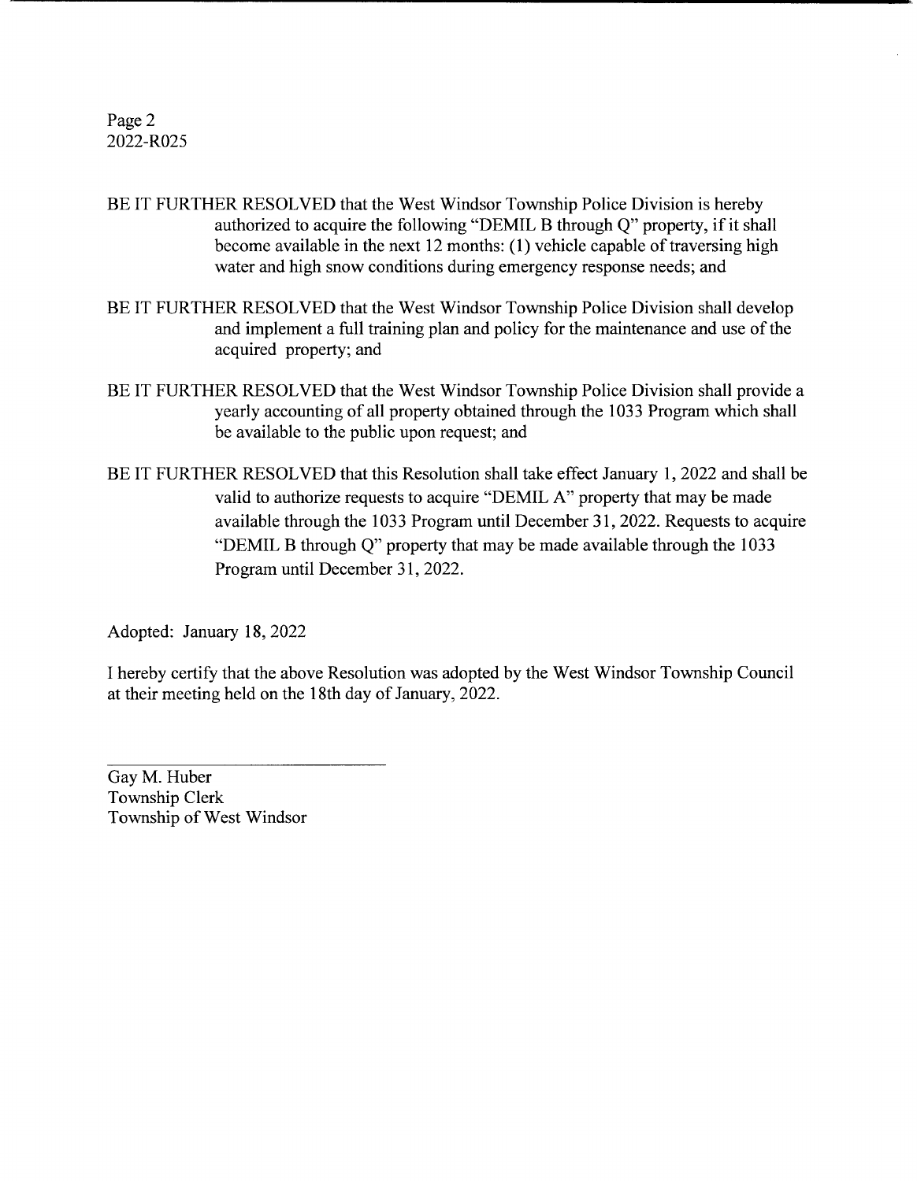Page 2
2022-R025

BE IT FURTHER RESOLVED that the West Windsor Township Police Division is hereby authorized to acquire the following "DEMIL B through Q" property, if it shall become available in the next 12 months: (1) vehicle capable of traversing high water and high snow conditions during emergency response needs; and

BE IT FURTHER RESOLVED that the West Windsor Township Police Division shall develop and implement a full training plan and policy for the maintenance and use of the acquired property; and

BE IT FURTHER RESOLVED that the West Windsor Township Police Division shall provide a yearly accounting of all property obtained through the 1033 Program which shall be available to the public upon request; and

BE IT FURTHER RESOLVED that this Resolution shall take effect January 1, 2022 and shall be valid to authorize requests to acquire "DEMIL A" property that may be made available through the 1033 Program until December 31, 2022. Requests to acquire "DEMIL B through Q" property that may be made available through the 1033 Program until December 31, 2022.

Adopted: January 18, 2022

I hereby certify that the above Resolution was adopted by the West Windsor Township Council at their meeting held on the 18th day of January, 2022.

Gay M. Huber
Township Clerk
Township of West Windsor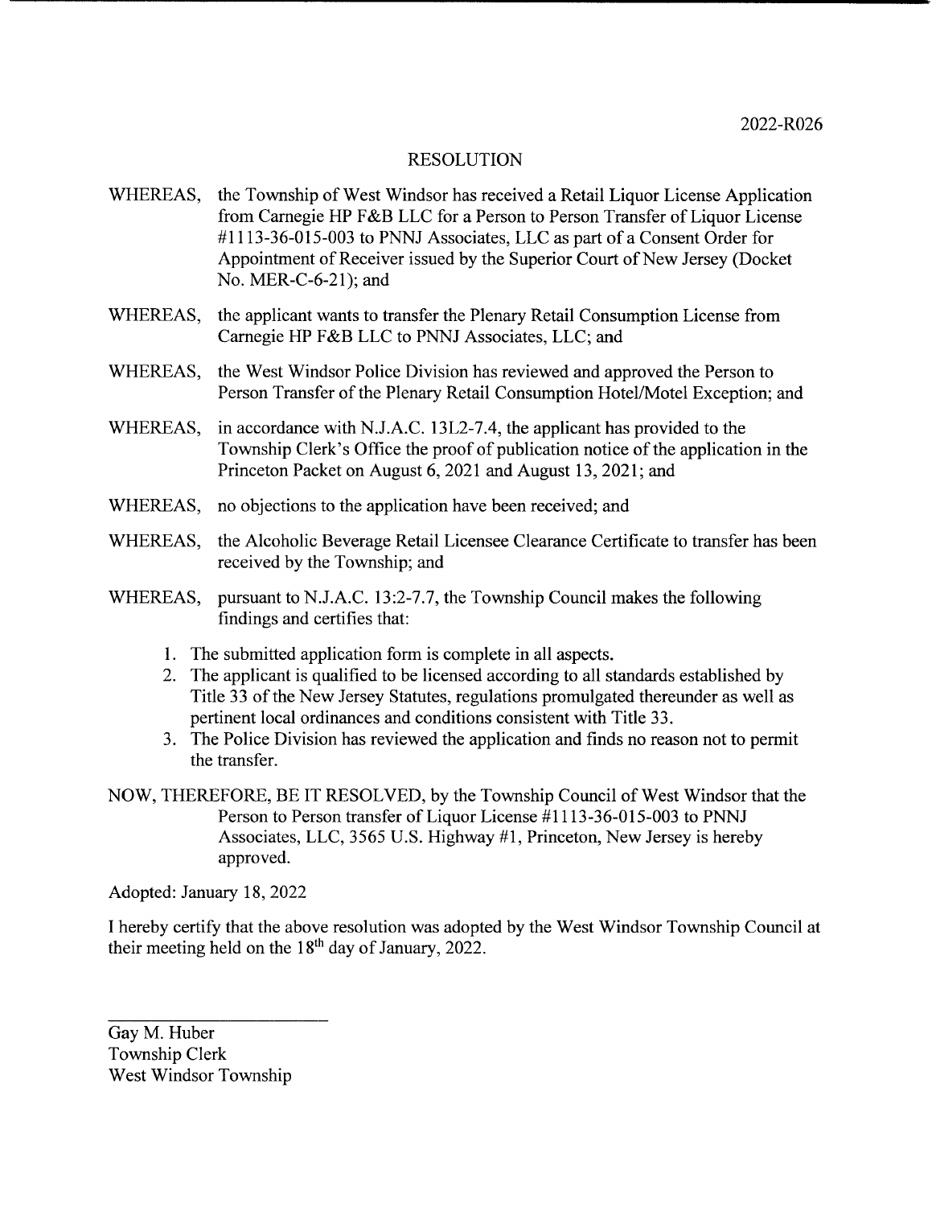2022-R026

# RESOLUTION

WHEREAS, the Township of West Windsor has received a Retail Liquor License Application from Carnegie HP F&B LLC for a Person to Person Transfer of Liquor License #1113-36-015-003 to PNNJ Associates, LLC as part of a Consent Order for Appointment of Receiver issued by the Superior Court of New Jersey (Docket No. MER-C-6-21); and

WHEREAS, the applicant wants to transfer the Plenary Retail Consumption License from Carnegie HP F&B LLC to PNNJ Associates, LLC; and

WHEREAS, the West Windsor Police Division has reviewed and approved the Person to Person Transfer of the Plenary Retail Consumption Hotel/Motel Exception; and

WHEREAS, in accordance with N.J.A.C. 13L2-7.4, the applicant has provided to the Township Clerk's Office the proof of publication notice of the application in the Princeton Packet on August 6, 2021 and August 13, 2021; and

WHEREAS, no objections to the application have been received; and

WHEREAS, the Alcoholic Beverage Retail Licensee Clearance Certificate to transfer has been received by the Township; and

WHEREAS, pursuant to N.J.A.C. 13:2-7.7, the Township Council makes the following findings and certifies that:

1. The submitted application form is complete in all aspects.
2. The applicant is qualified to be licensed according to all standards established by Title 33 of the New Jersey Statutes, regulations promulgated thereunder as well as pertinent local ordinances and conditions consistent with Title 33.
3. The Police Division has reviewed the application and finds no reason not to permit the transfer.

NOW, THEREFORE, BE IT RESOLVED, by the Township Council of West Windsor that the Person to Person transfer of Liquor License #1113-36-015-003 to PNNJ Associates, LLC, 3565 U.S. Highway #1, Princeton, New Jersey is hereby approved.

Adopted: January 18, 2022

I hereby certify that the above resolution was adopted by the West Windsor Township Council at their meeting held on the 18th day of January, 2022.

\_\_\_\_\_\_\_\_\_\_\_\_\_\_\_\_\_\_\_\_\_\_\_\_

Gay M. Huber
Township Clerk
West Windsor Township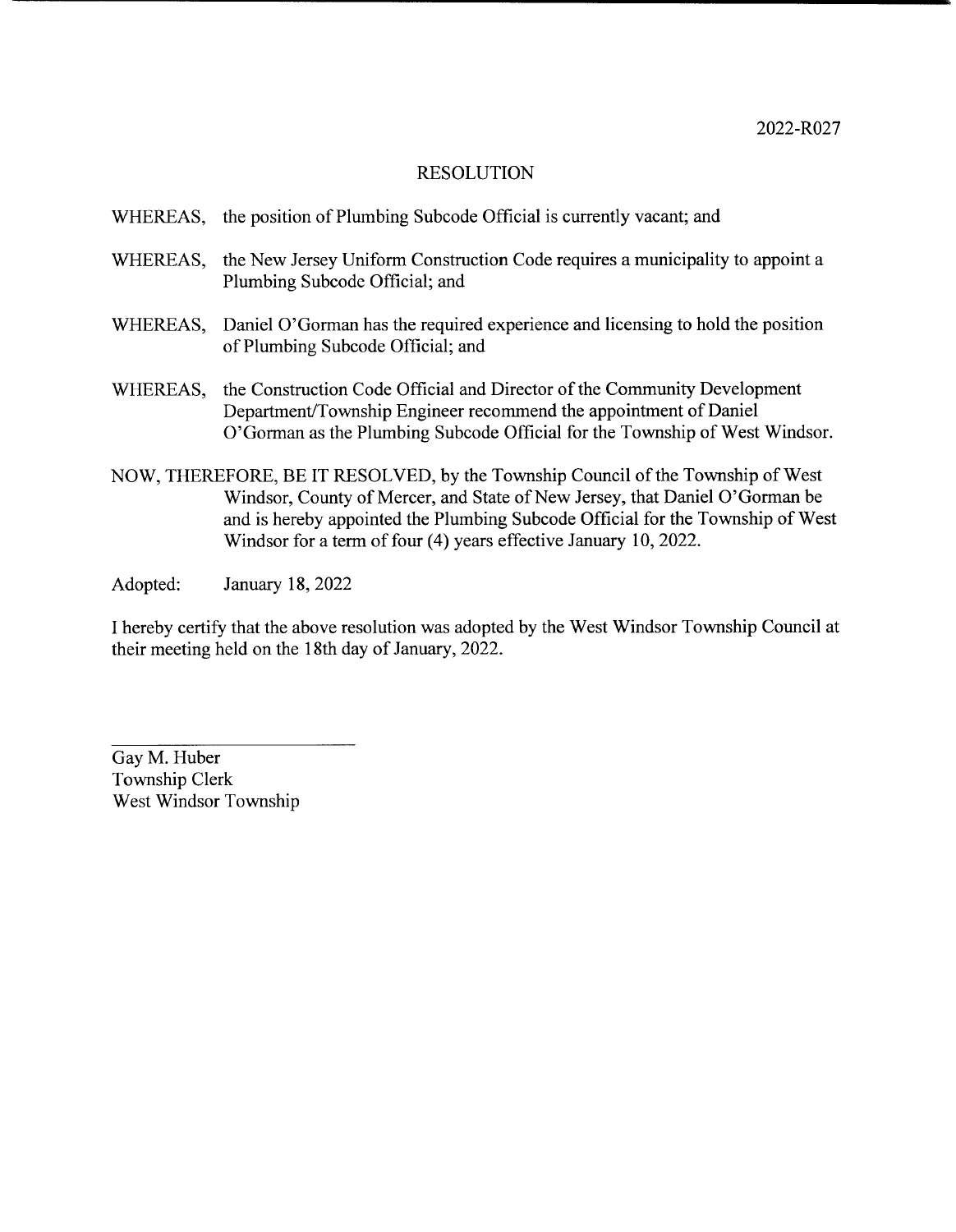2022-R027

# RESOLUTION

WHEREAS, the position of Plumbing Subcode Official is currently vacant; and

WHEREAS, the New Jersey Uniform Construction Code requires a municipality to appoint a Plumbing Subcode Official; and

WHEREAS, Daniel O'Gorman has the required experience and licensing to hold the position of Plumbing Subcode Official; and

WHEREAS, the Construction Code Official and Director of the Community Development Department/Township Engineer recommend the appointment of Daniel O'Gorman as the Plumbing Subcode Official for the Township of West Windsor.

NOW, THEREFORE, BE IT RESOLVED, by the Township Council of the Township of West Windsor, County of Mercer, and State of New Jersey, that Daniel O'Gorman be and is hereby appointed the Plumbing Subcode Official for the Township of West Windsor for a term of four (4) years effective January 10, 2022.

Adopted: January 18, 2022

I hereby certify that the above resolution was adopted by the West Windsor Township Council at their meeting held on the 18th day of January, 2022.

Gay M. Huber
Township Clerk
West Windsor Township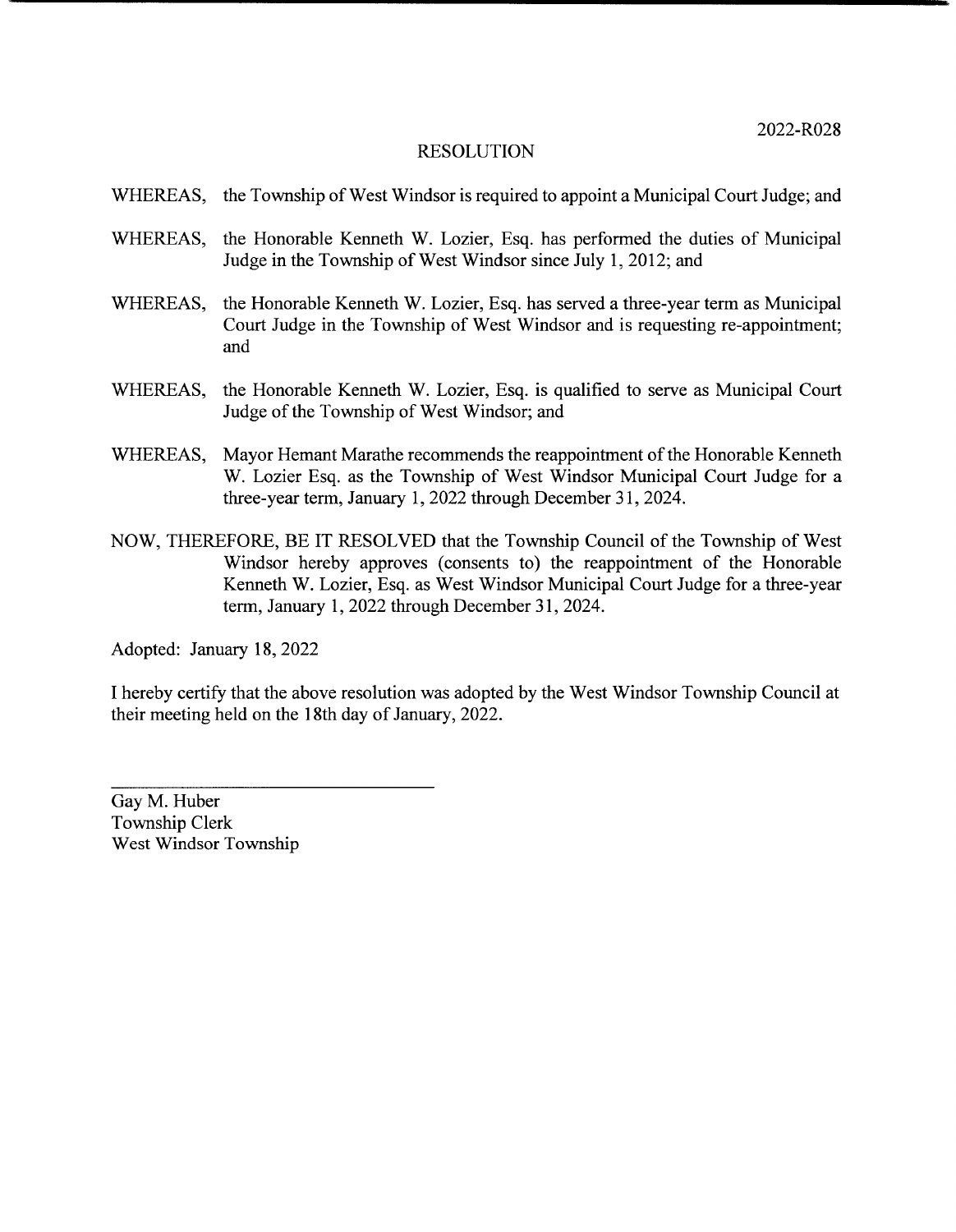2022-R028

# RESOLUTION

WHEREAS, the Township of West Windsor is required to appoint a Municipal Court Judge; and

WHEREAS, the Honorable Kenneth W. Lozier, Esq. has performed the duties of Municipal Judge in the Township of West Windsor since July 1, 2012; and

WHEREAS, the Honorable Kenneth W. Lozier, Esq. has served a three-year term as Municipal Court Judge in the Township of West Windsor and is requesting re-appointment; and

WHEREAS, the Honorable Kenneth W. Lozier, Esq. is qualified to serve as Municipal Court Judge of the Township of West Windsor; and

WHEREAS, Mayor Hemant Marathe recommends the reappointment of the Honorable Kenneth W. Lozier Esq. as the Township of West Windsor Municipal Court Judge for a three-year term, January 1, 2022 through December 31, 2024.

NOW, THEREFORE, BE IT RESOLVED that the Township Council of the Township of West Windsor hereby approves (consents to) the reappointment of the Honorable Kenneth W. Lozier, Esq. as West Windsor Municipal Court Judge for a three-year term, January 1, 2022 through December 31, 2024.

Adopted: January 18, 2022

I hereby certify that the above resolution was adopted by the West Windsor Township Council at their meeting held on the 18th day of January, 2022.

Gay M. Huber
Township Clerk
West Windsor Township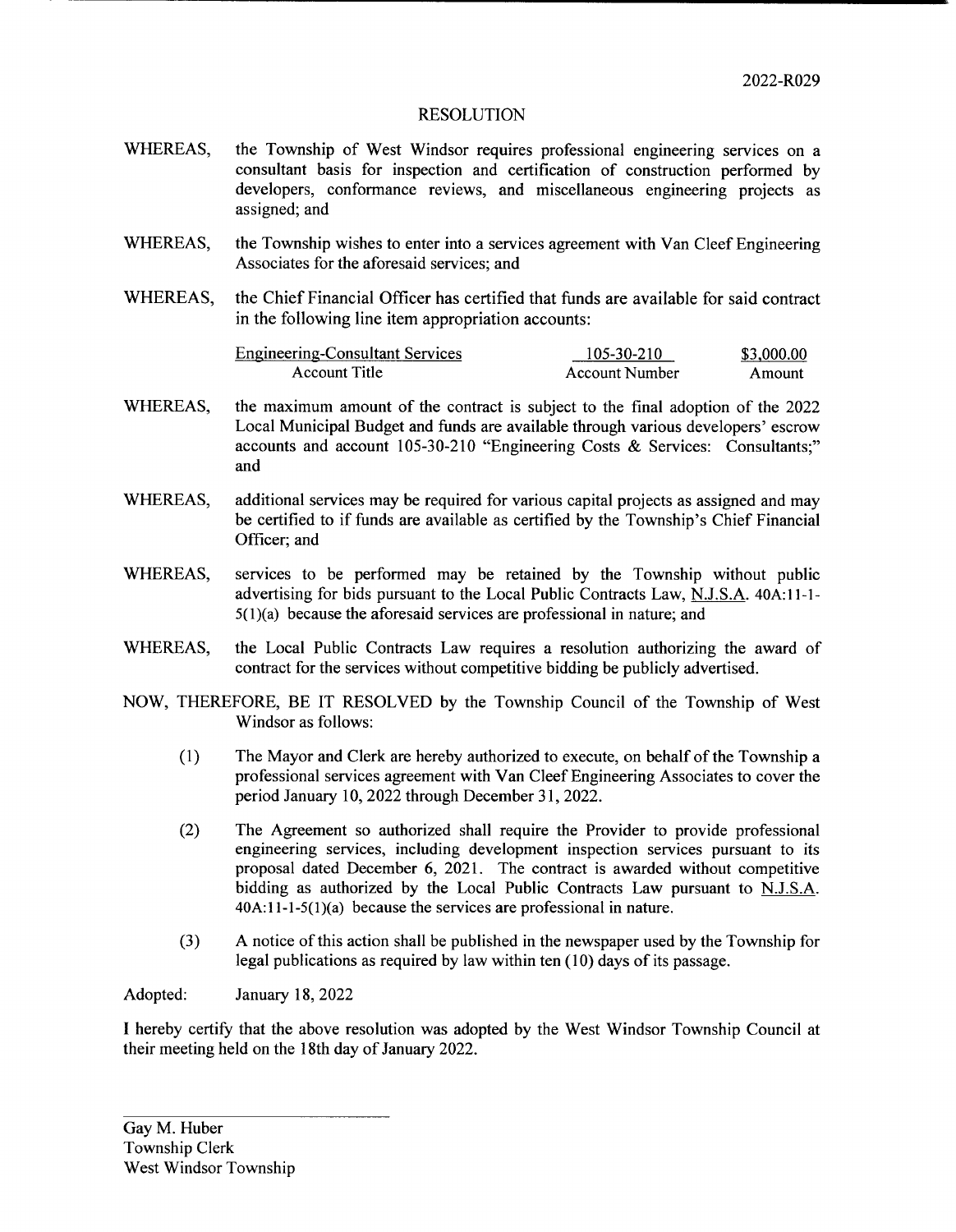2022-R029

# RESOLUTION

WHEREAS, the Township of West Windsor requires professional engineering services on a consultant basis for inspection and certification of construction performed by developers, conformance reviews, and miscellaneous engineering projects as assigned; and

WHEREAS, the Township wishes to enter into a services agreement with Van Cleef Engineering Associates for the aforesaid services; and

WHEREAS, the Chief Financial Officer has certified that funds are available for said contract in the following line item appropriation accounts:

| Account Title | Account Number | Amount |
|---|---|---|
| Engineering-Consultant Services | 105-30-210 | $3,000.00 |

WHEREAS, the maximum amount of the contract is subject to the final adoption of the 2022 Local Municipal Budget and funds are available through various developers' escrow accounts and account 105-30-210 "Engineering Costs & Services: Consultants;" and

WHEREAS, additional services may be required for various capital projects as assigned and may be certified to if funds are available as certified by the Township's Chief Financial Officer; and

WHEREAS, services to be performed may be retained by the Township without public advertising for bids pursuant to the Local Public Contracts Law, N.J.S.A. 40A:11-1-5(1)(a) because the aforesaid services are professional in nature; and

WHEREAS, the Local Public Contracts Law requires a resolution authorizing the award of contract for the services without competitive bidding be publicly advertised.

NOW, THEREFORE, BE IT RESOLVED by the Township Council of the Township of West Windsor as follows:

(1) The Mayor and Clerk are hereby authorized to execute, on behalf of the Township a professional services agreement with Van Cleef Engineering Associates to cover the period January 10, 2022 through December 31, 2022.

(2) The Agreement so authorized shall require the Provider to provide professional engineering services, including development inspection services pursuant to its proposal dated December 6, 2021. The contract is awarded without competitive bidding as authorized by the Local Public Contracts Law pursuant to N.J.S.A. 40A:11-1-5(1)(a) because the services are professional in nature.

(3) A notice of this action shall be published in the newspaper used by the Township for legal publications as required by law within ten (10) days of its passage.

Adopted: January 18, 2022

I hereby certify that the above resolution was adopted by the West Windsor Township Council at their meeting held on the 18th day of January 2022.

Gay M. Huber
Township Clerk
West Windsor Township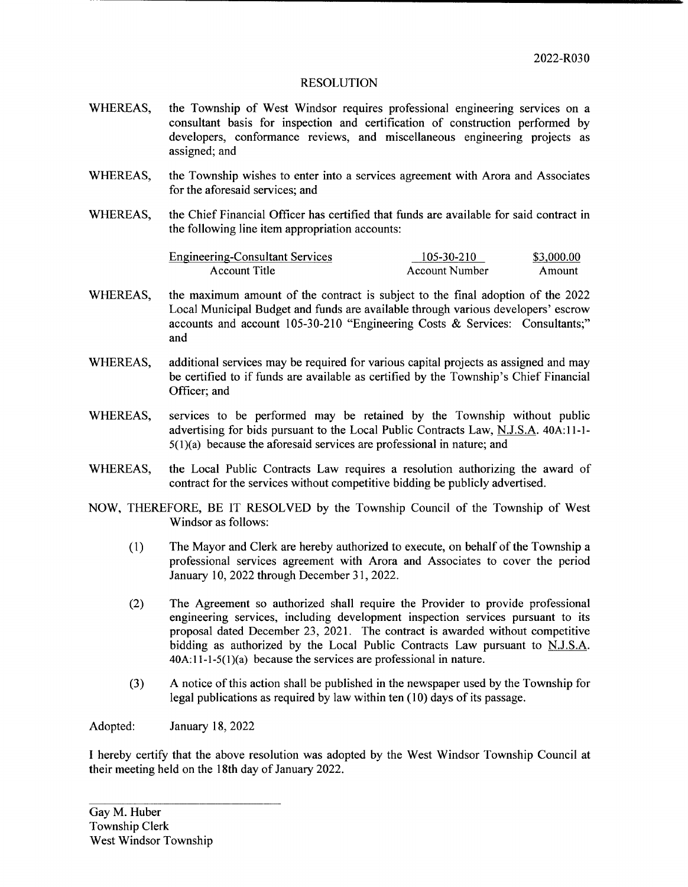2022-R030

# RESOLUTION

WHEREAS, the Township of West Windsor requires professional engineering services on a consultant basis for inspection and certification of construction performed by developers, conformance reviews, and miscellaneous engineering projects as assigned; and

WHEREAS, the Township wishes to enter into a services agreement with Arora and Associates for the aforesaid services; and

WHEREAS, the Chief Financial Officer has certified that funds are available for said contract in the following line item appropriation accounts:

| Account Title | Account Number | Amount |
|---|---|---|
| Engineering-Consultant Services | 105-30-210 | $3,000.00 |

WHEREAS, the maximum amount of the contract is subject to the final adoption of the 2022 Local Municipal Budget and funds are available through various developers' escrow accounts and account 105-30-210 "Engineering Costs & Services: Consultants;" and

WHEREAS, additional services may be required for various capital projects as assigned and may be certified to if funds are available as certified by the Township's Chief Financial Officer; and

WHEREAS, services to be performed may be retained by the Township without public advertising for bids pursuant to the Local Public Contracts Law, N.J.S.A. 40A:11-1-5(1)(a) because the aforesaid services are professional in nature; and

WHEREAS, the Local Public Contracts Law requires a resolution authorizing the award of contract for the services without competitive bidding be publicly advertised.

NOW, THEREFORE, BE IT RESOLVED by the Township Council of the Township of West Windsor as follows:

(1) The Mayor and Clerk are hereby authorized to execute, on behalf of the Township a professional services agreement with Arora and Associates to cover the period January 10, 2022 through December 31, 2022.

(2) The Agreement so authorized shall require the Provider to provide professional engineering services, including development inspection services pursuant to its proposal dated December 23, 2021. The contract is awarded without competitive bidding as authorized by the Local Public Contracts Law pursuant to N.J.S.A. 40A:11-1-5(1)(a) because the services are professional in nature.

(3) A notice of this action shall be published in the newspaper used by the Township for legal publications as required by law within ten (10) days of its passage.

Adopted: January 18, 2022

I hereby certify that the above resolution was adopted by the West Windsor Township Council at their meeting held on the 18th day of January 2022.

Gay M. Huber
Township Clerk
West Windsor Township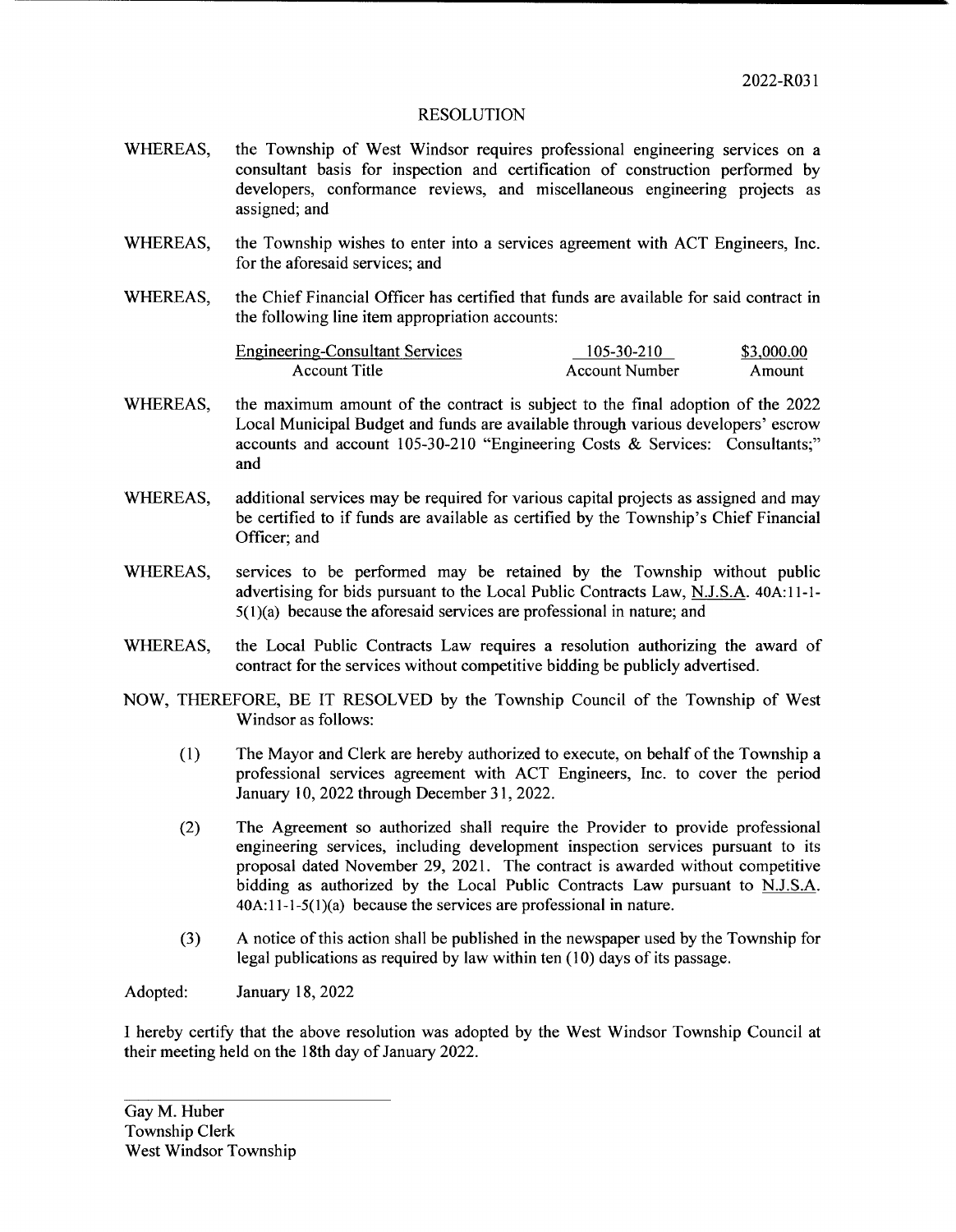2022-R031

# RESOLUTION

WHEREAS, the Township of West Windsor requires professional engineering services on a consultant basis for inspection and certification of construction performed by developers, conformance reviews, and miscellaneous engineering projects as assigned; and

WHEREAS, the Township wishes to enter into a services agreement with ACT Engineers, Inc. for the aforesaid services; and

WHEREAS, the Chief Financial Officer has certified that funds are available for said contract in the following line item appropriation accounts:

| Account Title | Account Number | Amount |
|---|---|---|
| Engineering-Consultant Services | 105-30-210 | $3,000.00 |

WHEREAS, the maximum amount of the contract is subject to the final adoption of the 2022 Local Municipal Budget and funds are available through various developers' escrow accounts and account 105-30-210 "Engineering Costs & Services: Consultants;" and

WHEREAS, additional services may be required for various capital projects as assigned and may be certified to if funds are available as certified by the Township's Chief Financial Officer; and

WHEREAS, services to be performed may be retained by the Township without public advertising for bids pursuant to the Local Public Contracts Law, N.J.S.A. 40A:11-1-5(1)(a) because the aforesaid services are professional in nature; and

WHEREAS, the Local Public Contracts Law requires a resolution authorizing the award of contract for the services without competitive bidding be publicly advertised.

NOW, THEREFORE, BE IT RESOLVED by the Township Council of the Township of West Windsor as follows:

(1) The Mayor and Clerk are hereby authorized to execute, on behalf of the Township a professional services agreement with ACT Engineers, Inc. to cover the period January 10, 2022 through December 31, 2022.

(2) The Agreement so authorized shall require the Provider to provide professional engineering services, including development inspection services pursuant to its proposal dated November 29, 2021. The contract is awarded without competitive bidding as authorized by the Local Public Contracts Law pursuant to N.J.S.A. 40A:11-1-5(1)(a) because the services are professional in nature.

(3) A notice of this action shall be published in the newspaper used by the Township for legal publications as required by law within ten (10) days of its passage.

Adopted: January 18, 2022

I hereby certify that the above resolution was adopted by the West Windsor Township Council at their meeting held on the 18th day of January 2022.

Gay M. Huber
Township Clerk
West Windsor Township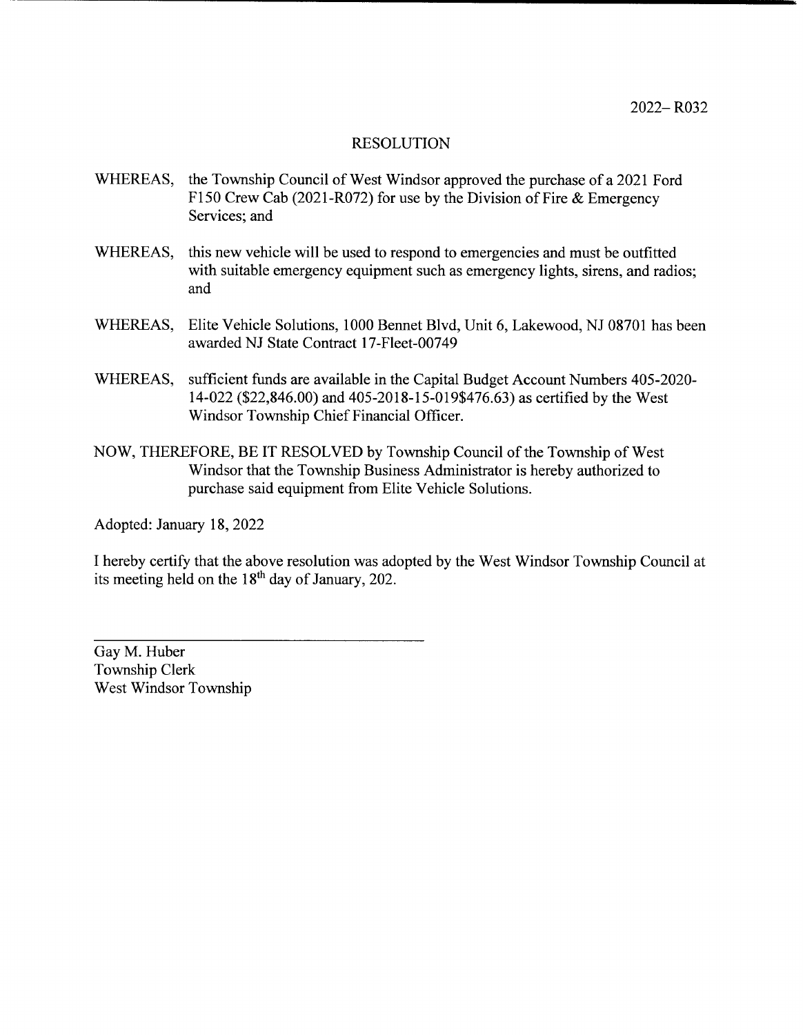2022– R032

# RESOLUTION

WHEREAS, the Township Council of West Windsor approved the purchase of a 2021 Ford F150 Crew Cab (2021-R072) for use by the Division of Fire & Emergency Services; and

WHEREAS, this new vehicle will be used to respond to emergencies and must be outfitted with suitable emergency equipment such as emergency lights, sirens, and radios; and

WHEREAS, Elite Vehicle Solutions, 1000 Bennet Blvd, Unit 6, Lakewood, NJ 08701 has been awarded NJ State Contract 17-Fleet-00749

WHEREAS, sufficient funds are available in the Capital Budget Account Numbers 405-2020-14-022 ($22,846.00) and 405-2018-15-019$476.63) as certified by the West Windsor Township Chief Financial Officer.

NOW, THEREFORE, BE IT RESOLVED by Township Council of the Township of West Windsor that the Township Business Administrator is hereby authorized to purchase said equipment from Elite Vehicle Solutions.

Adopted: January 18, 2022

I hereby certify that the above resolution was adopted by the West Windsor Township Council at its meeting held on the 18th day of January, 202.

Gay M. Huber
Township Clerk
West Windsor Township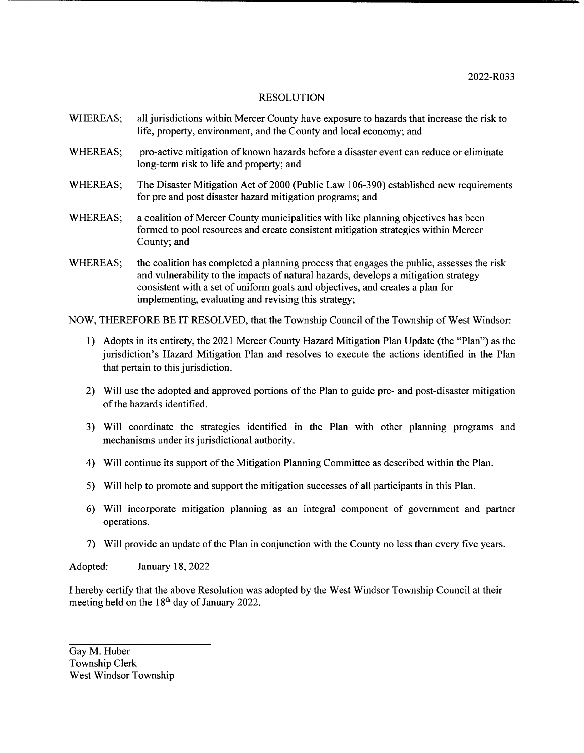2022-R033

# RESOLUTION

WHEREAS; all jurisdictions within Mercer County have exposure to hazards that increase the risk to life, property, environment, and the County and local economy; and

WHEREAS; pro-active mitigation of known hazards before a disaster event can reduce or eliminate long-term risk to life and property; and

WHEREAS; The Disaster Mitigation Act of 2000 (Public Law 106-390) established new requirements for pre and post disaster hazard mitigation programs; and

WHEREAS; a coalition of Mercer County municipalities with like planning objectives has been formed to pool resources and create consistent mitigation strategies within Mercer County; and

WHEREAS; the coalition has completed a planning process that engages the public, assesses the risk and vulnerability to the impacts of natural hazards, develops a mitigation strategy consistent with a set of uniform goals and objectives, and creates a plan for implementing, evaluating and revising this strategy;

NOW, THEREFORE BE IT RESOLVED, that the Township Council of the Township of West Windsor:

1) Adopts in its entirety, the 2021 Mercer County Hazard Mitigation Plan Update (the "Plan") as the jurisdiction's Hazard Mitigation Plan and resolves to execute the actions identified in the Plan that pertain to this jurisdiction.

2) Will use the adopted and approved portions of the Plan to guide pre- and post-disaster mitigation of the hazards identified.

3) Will coordinate the strategies identified in the Plan with other planning programs and mechanisms under its jurisdictional authority.

4) Will continue its support of the Mitigation Planning Committee as described within the Plan.

5) Will help to promote and support the mitigation successes of all participants in this Plan.

6) Will incorporate mitigation planning as an integral component of government and partner operations.

7) Will provide an update of the Plan in conjunction with the County no less than every five years.

Adopted: January 18, 2022

I hereby certify that the above Resolution was adopted by the West Windsor Township Council at their meeting held on the 18th day of January 2022.

Gay M. Huber
Township Clerk
West Windsor Township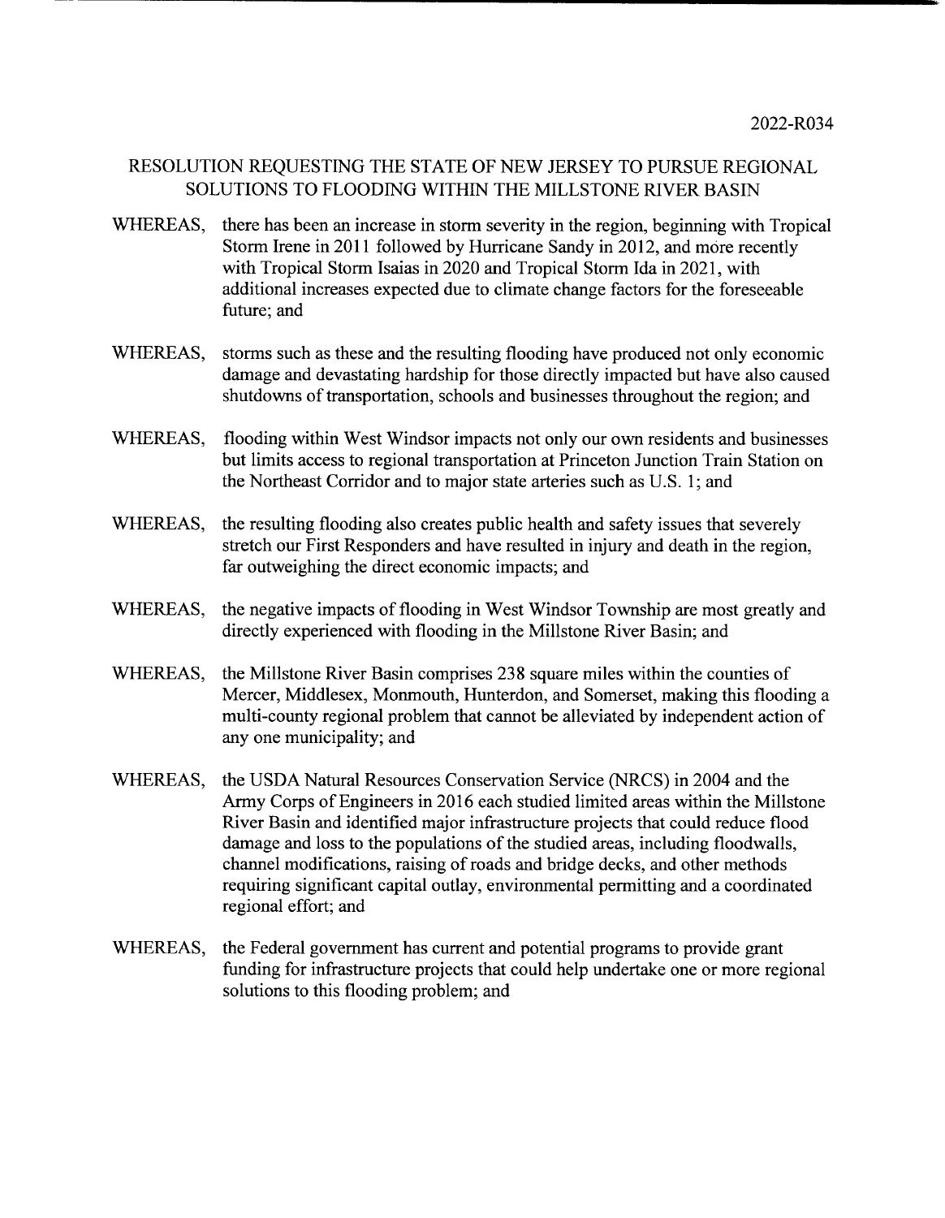2022-R034

## RESOLUTION REQUESTING THE STATE OF NEW JERSEY TO PURSUE REGIONAL SOLUTIONS TO FLOODING WITHIN THE MILLSTONE RIVER BASIN

WHEREAS, there has been an increase in storm severity in the region, beginning with Tropical Storm Irene in 2011 followed by Hurricane Sandy in 2012, and more recently with Tropical Storm Isaias in 2020 and Tropical Storm Ida in 2021, with additional increases expected due to climate change factors for the foreseeable future; and

WHEREAS, storms such as these and the resulting flooding have produced not only economic damage and devastating hardship for those directly impacted but have also caused shutdowns of transportation, schools and businesses throughout the region; and

WHEREAS, flooding within West Windsor impacts not only our own residents and businesses but limits access to regional transportation at Princeton Junction Train Station on the Northeast Corridor and to major state arteries such as U.S. 1; and

WHEREAS, the resulting flooding also creates public health and safety issues that severely stretch our First Responders and have resulted in injury and death in the region, far outweighing the direct economic impacts; and

WHEREAS, the negative impacts of flooding in West Windsor Township are most greatly and directly experienced with flooding in the Millstone River Basin; and

WHEREAS, the Millstone River Basin comprises 238 square miles within the counties of Mercer, Middlesex, Monmouth, Hunterdon, and Somerset, making this flooding a multi-county regional problem that cannot be alleviated by independent action of any one municipality; and

WHEREAS, the USDA Natural Resources Conservation Service (NRCS) in 2004 and the Army Corps of Engineers in 2016 each studied limited areas within the Millstone River Basin and identified major infrastructure projects that could reduce flood damage and loss to the populations of the studied areas, including floodwalls, channel modifications, raising of roads and bridge decks, and other methods requiring significant capital outlay, environmental permitting and a coordinated regional effort; and

WHEREAS, the Federal government has current and potential programs to provide grant funding for infrastructure projects that could help undertake one or more regional solutions to this flooding problem; and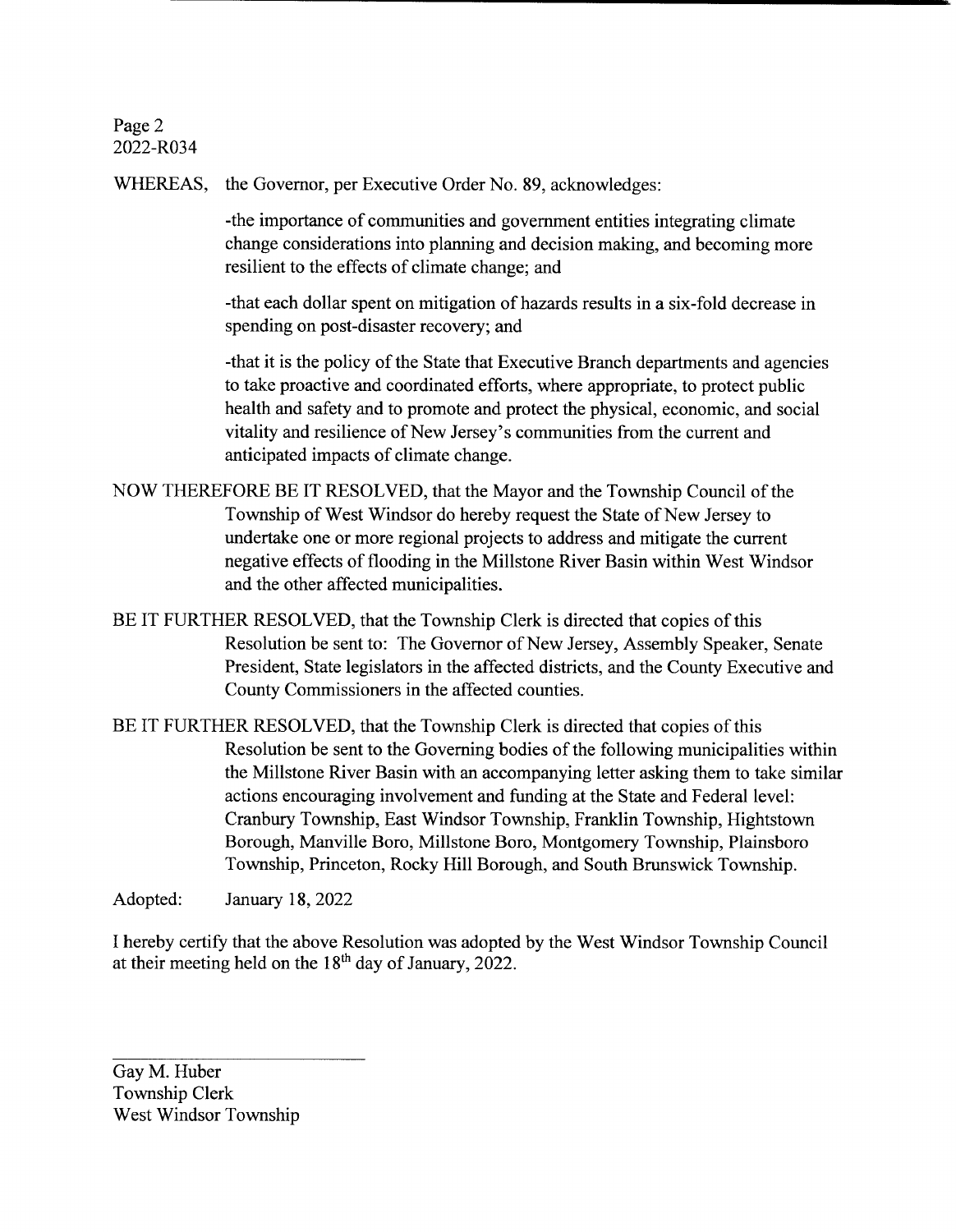WHEREAS, the Governor, per Executive Order No. 89, acknowledges:

-the importance of communities and government entities integrating climate change considerations into planning and decision making, and becoming more resilient to the effects of climate change; and

-that each dollar spent on mitigation of hazards results in a six-fold decrease in spending on post-disaster recovery; and

-that it is the policy of the State that Executive Branch departments and agencies to take proactive and coordinated efforts, where appropriate, to protect public health and safety and to promote and protect the physical, economic, and social vitality and resilience of New Jersey's communities from the current and anticipated impacts of climate change.

NOW THEREFORE BE IT RESOLVED, that the Mayor and the Township Council of the Township of West Windsor do hereby request the State of New Jersey to undertake one or more regional projects to address and mitigate the current negative effects of flooding in the Millstone River Basin within West Windsor and the other affected municipalities.

BE IT FURTHER RESOLVED, that the Township Clerk is directed that copies of this Resolution be sent to: The Governor of New Jersey, Assembly Speaker, Senate President, State legislators in the affected districts, and the County Executive and County Commissioners in the affected counties.

BE IT FURTHER RESOLVED, that the Township Clerk is directed that copies of this Resolution be sent to the Governing bodies of the following municipalities within the Millstone River Basin with an accompanying letter asking them to take similar actions encouraging involvement and funding at the State and Federal level: Cranbury Township, East Windsor Township, Franklin Township, Hightstown Borough, Manville Boro, Millstone Boro, Montgomery Township, Plainsboro Township, Princeton, Rocky Hill Borough, and South Brunswick Township.

Adopted: January 18, 2022

I hereby certify that the above Resolution was adopted by the West Windsor Township Council at their meeting held on the 18th day of January, 2022.

Gay M. Huber
Township Clerk
West Windsor Township